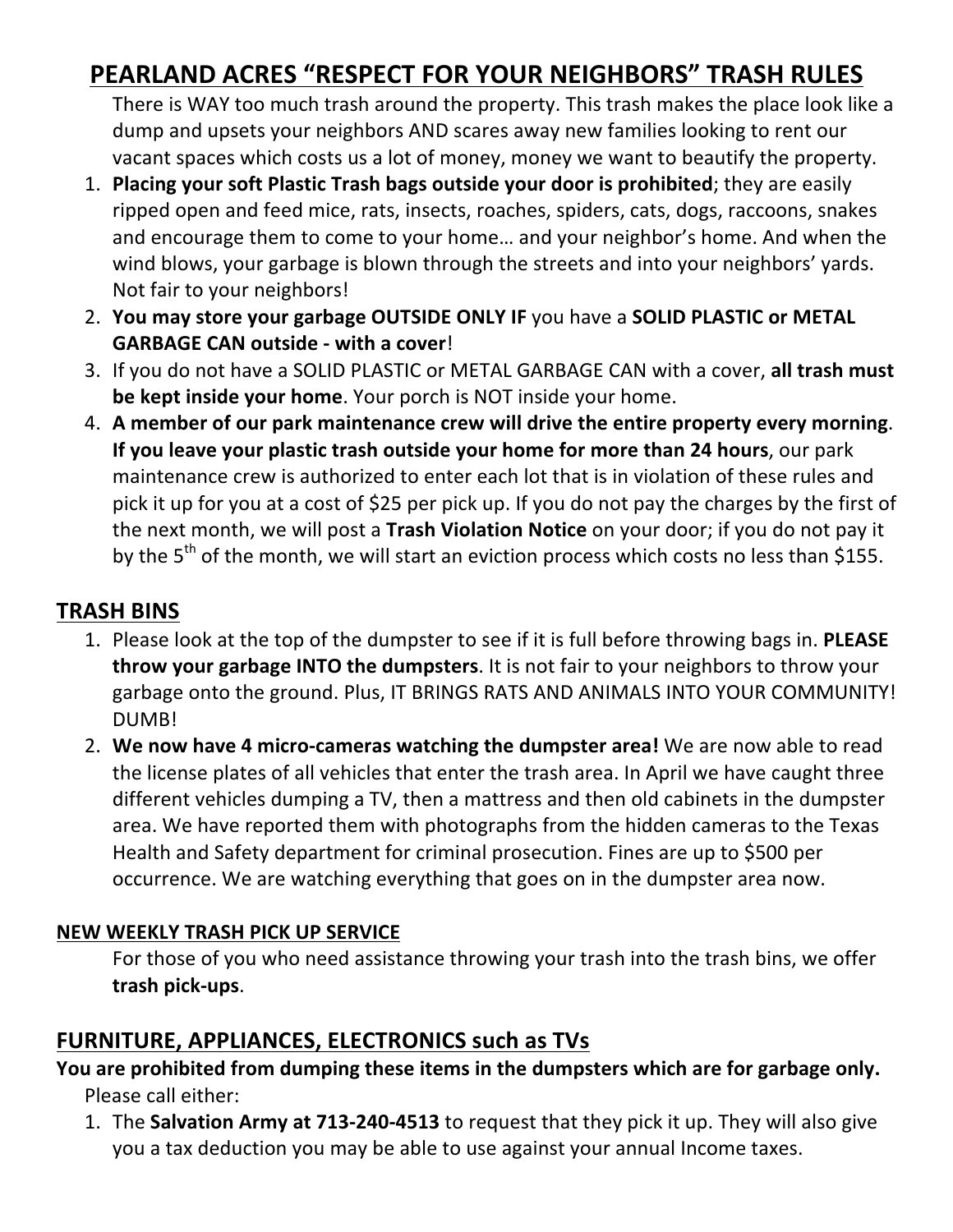# PEARLAND ACRES "RESPECT FOR YOUR NEIGHBORS" TRASH RULES

There is WAY too much trash around the property. This trash makes the place look like a dump and upsets your neighbors AND scares away new families looking to rent our vacant spaces which costs us a lot of money, money we want to beautify the property.

1. **Placing your soft Plastic Trash bags outside your door is prohibited**; they are easily ripped open and feed mice, rats, insects, roaches, spiders, cats, dogs, raccoons, snakes and encourage them to come to your home… and your neighbor's home. And when the wind blows, your garbage is blown through the streets and into your neighbors' yards. Not fair to your neighbors!
2. **You may store your garbage OUTSIDE ONLY IF** you have a **SOLID PLASTIC or METAL GARBAGE CAN outside - with a cover**!
3. If you do not have a SOLID PLASTIC or METAL GARBAGE CAN with a cover, **all trash must be kept inside your home**. Your porch is NOT inside your home.
4. **A member of our park maintenance crew will drive the entire property every morning**. **If you leave your plastic trash outside your home for more than 24 hours**, our park maintenance crew is authorized to enter each lot that is in violation of these rules and pick it up for you at a cost of $25 per pick up. If you do not pay the charges by the first of the next month, we will post a **Trash Violation Notice** on your door; if you do not pay it by the 5th of the month, we will start an eviction process which costs no less than $155.

## TRASH BINS

1. Please look at the top of the dumpster to see if it is full before throwing bags in. **PLEASE throw your garbage INTO the dumpsters**. It is not fair to your neighbors to throw your garbage onto the ground. Plus, IT BRINGS RATS AND ANIMALS INTO YOUR COMMUNITY! DUMB!
2. **We now have 4 micro-cameras watching the dumpster area!** We are now able to read the license plates of all vehicles that enter the trash area. In April we have caught three different vehicles dumping a TV, then a mattress and then old cabinets in the dumpster area. We have reported them with photographs from the hidden cameras to the Texas Health and Safety department for criminal prosecution. Fines are up to $500 per occurrence. We are watching everything that goes on in the dumpster area now.

### NEW WEEKLY TRASH PICK UP SERVICE

For those of you who need assistance throwing your trash into the trash bins, we offer **trash pick-ups**.

## FURNITURE, APPLIANCES, ELECTRONICS such as TVs

**You are prohibited from dumping these items in the dumpsters which are for garbage only.**

Please call either:

1. The **Salvation Army at 713-240-4513** to request that they pick it up. They will also give you a tax deduction you may be able to use against your annual Income taxes.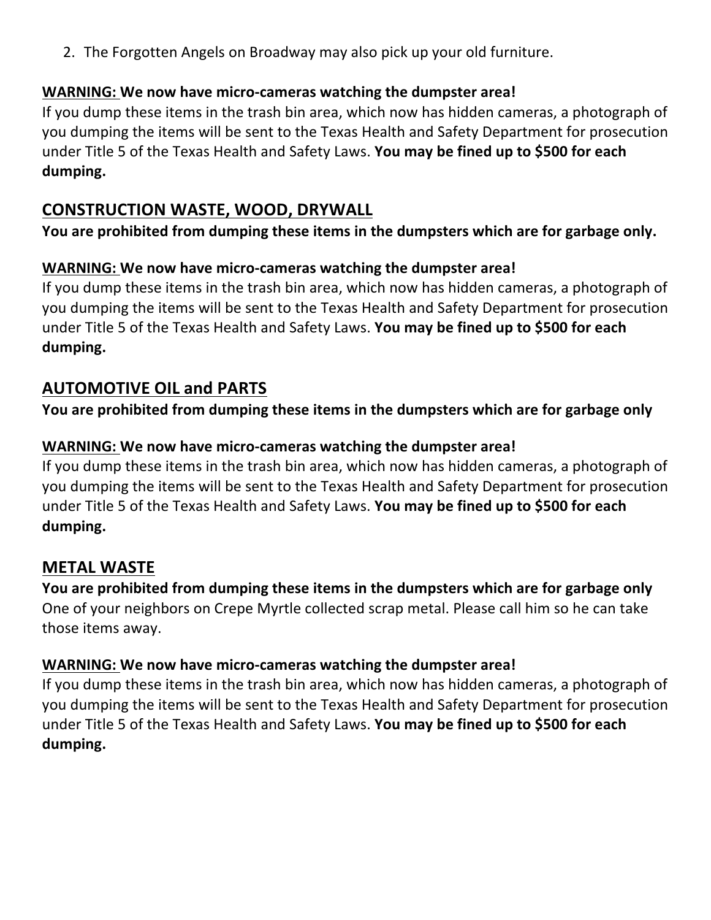2. The Forgotten Angels on Broadway may also pick up your old furniture.

**WARNING: We now have micro-cameras watching the dumpster area!**
If you dump these items in the trash bin area, which now has hidden cameras, a photograph of you dumping the items will be sent to the Texas Health and Safety Department for prosecution under Title 5 of the Texas Health and Safety Laws. **You may be fined up to $500 for each dumping.**

## CONSTRUCTION WASTE, WOOD, DRYWALL

**You are prohibited from dumping these items in the dumpsters which are for garbage only.**

**WARNING: We now have micro-cameras watching the dumpster area!**
If you dump these items in the trash bin area, which now has hidden cameras, a photograph of you dumping the items will be sent to the Texas Health and Safety Department for prosecution under Title 5 of the Texas Health and Safety Laws. **You may be fined up to $500 for each dumping.**

## AUTOMOTIVE OIL and PARTS

**You are prohibited from dumping these items in the dumpsters which are for garbage only**

**WARNING: We now have micro-cameras watching the dumpster area!**
If you dump these items in the trash bin area, which now has hidden cameras, a photograph of you dumping the items will be sent to the Texas Health and Safety Department for prosecution under Title 5 of the Texas Health and Safety Laws. **You may be fined up to $500 for each dumping.**

## METAL WASTE

**You are prohibited from dumping these items in the dumpsters which are for garbage only**
One of your neighbors on Crepe Myrtle collected scrap metal. Please call him so he can take those items away.

**WARNING: We now have micro-cameras watching the dumpster area!**
If you dump these items in the trash bin area, which now has hidden cameras, a photograph of you dumping the items will be sent to the Texas Health and Safety Department for prosecution under Title 5 of the Texas Health and Safety Laws. **You may be fined up to $500 for each dumping.**